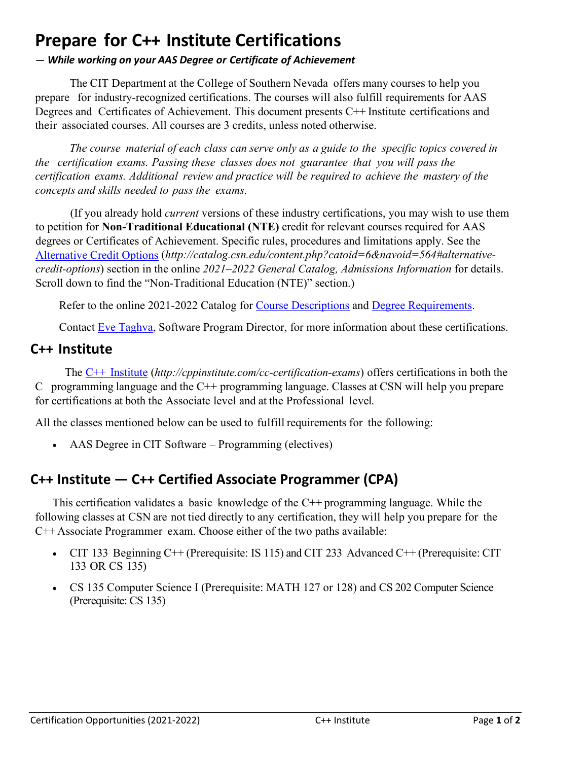# Prepare for C++ Institute Certifications

***— While working on your AAS Degree or Certificate of Achievement***

The CIT Department at the College of Southern Nevada offers many courses to help you prepare for industry-recognized certifications. The courses will also fulfill requirements for AAS Degrees and Certificates of Achievement. This document presents C++ Institute certifications and their associated courses. All courses are 3 credits, unless noted otherwise.

*The course material of each class can serve only as a guide to the specific topics covered in the certification exams. Passing these classes does not guarantee that you will pass the certification exams. Additional review and practice will be required to achieve the mastery of the concepts and skills needed to pass the exams.*

(If you already hold *current* versions of these industry certifications, you may wish to use them to petition for **Non-Traditional Educational (NTE)** credit for relevant courses required for AAS degrees or Certificates of Achievement. Specific rules, procedures and limitations apply. See the Alternative Credit Options (*http://catalog.csn.edu/content.php?catoid=6&navoid=564#alternative-credit-options*) section in the online *2021–2022 General Catalog, Admissions Information* for details. Scroll down to find the "Non-Traditional Education (NTE)" section.)

Refer to the online 2021-2022 Catalog for Course Descriptions and Degree Requirements.

Contact Eve Taghva, Software Program Director, for more information about these certifications.

## C++ Institute

The C++ Institute (*http://cppinstitute.com/cc-certification-exams*) offers certifications in both the C programming language and the C++ programming language. Classes at CSN will help you prepare for certifications at both the Associate level and at the Professional level.

All the classes mentioned below can be used to fulfill requirements for the following:

- AAS Degree in CIT Software – Programming (electives)

## C++ Institute — C++ Certified Associate Programmer (CPA)

This certification validates a basic knowledge of the C++ programming language. While the following classes at CSN are not tied directly to any certification, they will help you prepare for the C++ Associate Programmer exam. Choose either of the two paths available:

- CIT 133 Beginning C++ (Prerequisite: IS 115) and CIT 233 Advanced C++ (Prerequisite: CIT 133 OR CS 135)
- CS 135 Computer Science I (Prerequisite: MATH 127 or 128) and CS 202 Computer Science (Prerequisite: CS 135)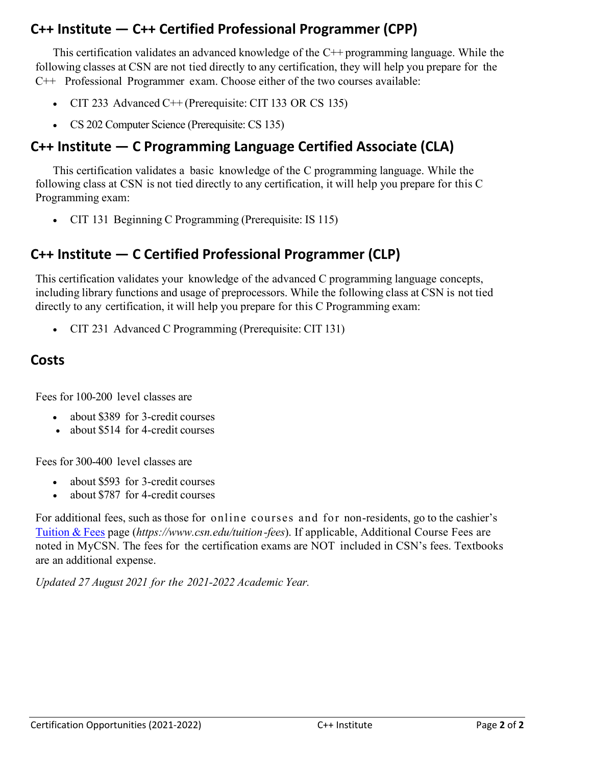## C++ Institute — C++ Certified Professional Programmer (CPP)

This certification validates an advanced knowledge of the C++ programming language. While the following classes at CSN are not tied directly to any certification, they will help you prepare for the C++ Professional Programmer exam. Choose either of the two courses available:

- CIT 233 Advanced C++ (Prerequisite: CIT 133 OR CS 135)
- CS 202 Computer Science (Prerequisite: CS 135)

## C++ Institute — C Programming Language Certified Associate (CLA)

This certification validates a basic knowledge of the C programming language. While the following class at CSN is not tied directly to any certification, it will help you prepare for this C Programming exam:

- CIT 131 Beginning C Programming (Prerequisite: IS 115)

## C++ Institute — C Certified Professional Programmer (CLP)

This certification validates your knowledge of the advanced C programming language concepts, including library functions and usage of preprocessors. While the following class at CSN is not tied directly to any certification, it will help you prepare for this C Programming exam:

- CIT 231 Advanced C Programming (Prerequisite: CIT 131)

## Costs

Fees for 100-200 level classes are

- about $389 for 3-credit courses
- about $514 for 4-credit courses

Fees for 300-400 level classes are

- about $593 for 3-credit courses
- about $787 for 4-credit courses

For additional fees, such as those for online courses and for non-residents, go to the cashier's [Tuition & Fees](https://www.csn.edu/tuition-fees) page (***https://www.csn.edu/tuition-fees***). If applicable, Additional Course Fees are noted in MyCSN. The fees for the certification exams are NOT included in CSN's fees. Textbooks are an additional expense.

*Updated 27 August 2021 for the 2021-2022 Academic Year.*